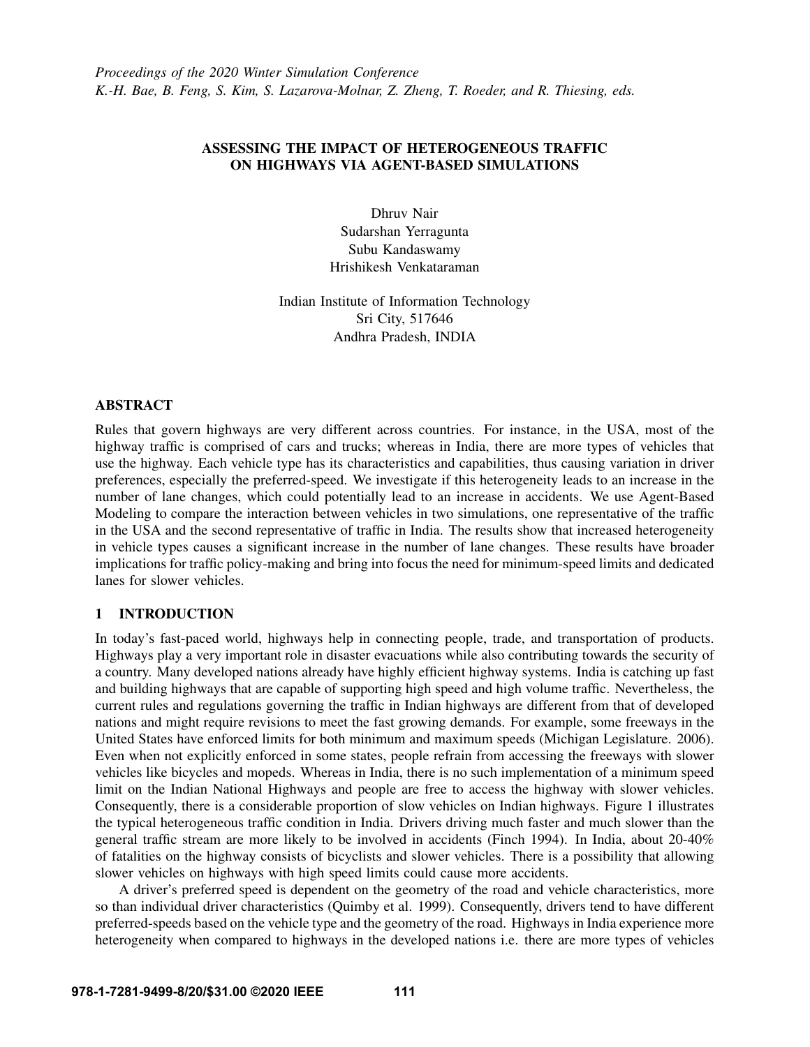*Proceedings of the 2020 Winter Simulation Conference*
*K.-H. Bae, B. Feng, S. Kim, S. Lazarova-Molnar, Z. Zheng, T. Roeder, and R. Thiesing, eds.*

# ASSESSING THE IMPACT OF HETEROGENEOUS TRAFFIC ON HIGHWAYS VIA AGENT-BASED SIMULATIONS

Dhruv Nair
Sudarshan Yerragunta
Subu Kandaswamy
Hrishikesh Venkataraman

Indian Institute of Information Technology
Sri City, 517646
Andhra Pradesh, INDIA

## ABSTRACT

Rules that govern highways are very different across countries. For instance, in the USA, most of the highway traffic is comprised of cars and trucks; whereas in India, there are more types of vehicles that use the highway. Each vehicle type has its characteristics and capabilities, thus causing variation in driver preferences, especially the preferred-speed. We investigate if this heterogeneity leads to an increase in the number of lane changes, which could potentially lead to an increase in accidents. We use Agent-Based Modeling to compare the interaction between vehicles in two simulations, one representative of the traffic in the USA and the second representative of traffic in India. The results show that increased heterogeneity in vehicle types causes a significant increase in the number of lane changes. These results have broader implications for traffic policy-making and bring into focus the need for minimum-speed limits and dedicated lanes for slower vehicles.

## 1 INTRODUCTION

In today's fast-paced world, highways help in connecting people, trade, and transportation of products. Highways play a very important role in disaster evacuations while also contributing towards the security of a country. Many developed nations already have highly efficient highway systems. India is catching up fast and building highways that are capable of supporting high speed and high volume traffic. Nevertheless, the current rules and regulations governing the traffic in Indian highways are different from that of developed nations and might require revisions to meet the fast growing demands. For example, some freeways in the United States have enforced limits for both minimum and maximum speeds (Michigan Legislature. 2006). Even when not explicitly enforced in some states, people refrain from accessing the freeways with slower vehicles like bicycles and mopeds. Whereas in India, there is no such implementation of a minimum speed limit on the Indian National Highways and people are free to access the highway with slower vehicles. Consequently, there is a considerable proportion of slow vehicles on Indian highways. Figure 1 illustrates the typical heterogeneous traffic condition in India. Drivers driving much faster and much slower than the general traffic stream are more likely to be involved in accidents (Finch 1994). In India, about 20-40% of fatalities on the highway consists of bicyclists and slower vehicles. There is a possibility that allowing slower vehicles on highways with high speed limits could cause more accidents.

A driver's preferred speed is dependent on the geometry of the road and vehicle characteristics, more so than individual driver characteristics (Quimby et al. 1999). Consequently, drivers tend to have different preferred-speeds based on the vehicle type and the geometry of the road. Highways in India experience more heterogeneity when compared to highways in the developed nations i.e. there are more types of vehicles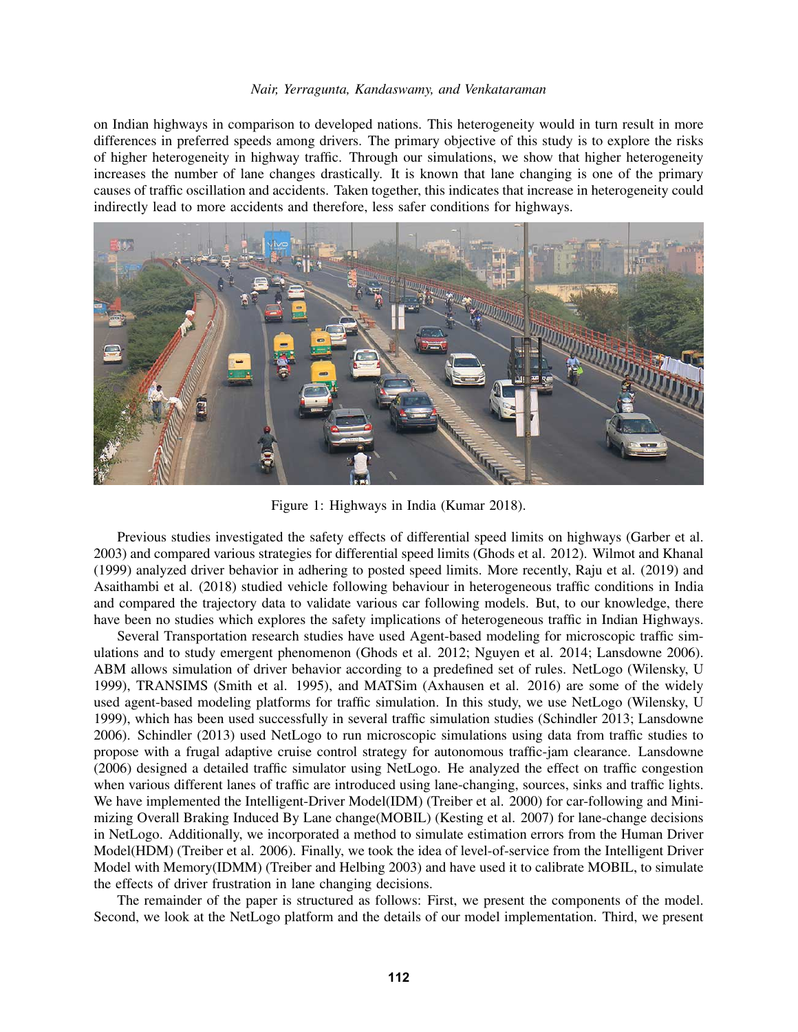on Indian highways in comparison to developed nations. This heterogeneity would in turn result in more differences in preferred speeds among drivers. The primary objective of this study is to explore the risks of higher heterogeneity in highway traffic. Through our simulations, we show that higher heterogeneity increases the number of lane changes drastically. It is known that lane changing is one of the primary causes of traffic oscillation and accidents. Taken together, this indicates that increase in heterogeneity could indirectly lead to more accidents and therefore, less safer conditions for highways.

Figure 1: Highways in India (Kumar 2018).

Previous studies investigated the safety effects of differential speed limits on highways (Garber et al. 2003) and compared various strategies for differential speed limits (Ghods et al. 2012). Wilmot and Khanal (1999) analyzed driver behavior in adhering to posted speed limits. More recently, Raju et al. (2019) and Asaithambi et al. (2018) studied vehicle following behaviour in heterogeneous traffic conditions in India and compared the trajectory data to validate various car following models. But, to our knowledge, there have been no studies which explores the safety implications of heterogeneous traffic in Indian Highways.

Several Transportation research studies have used Agent-based modeling for microscopic traffic simulations and to study emergent phenomenon (Ghods et al. 2012; Nguyen et al. 2014; Lansdowne 2006). ABM allows simulation of driver behavior according to a predefined set of rules. NetLogo (Wilensky, U 1999), TRANSIMS (Smith et al. 1995), and MATSim (Axhausen et al. 2016) are some of the widely used agent-based modeling platforms for traffic simulation. In this study, we use NetLogo (Wilensky, U 1999), which has been used successfully in several traffic simulation studies (Schindler 2013; Lansdowne 2006). Schindler (2013) used NetLogo to run microscopic simulations using data from traffic studies to propose with a frugal adaptive cruise control strategy for autonomous traffic-jam clearance. Lansdowne (2006) designed a detailed traffic simulator using NetLogo. He analyzed the effect on traffic congestion when various different lanes of traffic are introduced using lane-changing, sources, sinks and traffic lights. We have implemented the Intelligent-Driver Model(IDM) (Treiber et al. 2000) for car-following and Minimizing Overall Braking Induced By Lane change(MOBIL) (Kesting et al. 2007) for lane-change decisions in NetLogo. Additionally, we incorporated a method to simulate estimation errors from the Human Driver Model(HDM) (Treiber et al. 2006). Finally, we took the idea of level-of-service from the Intelligent Driver Model with Memory(IDMM) (Treiber and Helbing 2003) and have used it to calibrate MOBIL, to simulate the effects of driver frustration in lane changing decisions.

The remainder of the paper is structured as follows: First, we present the components of the model. Second, we look at the NetLogo platform and the details of our model implementation. Third, we present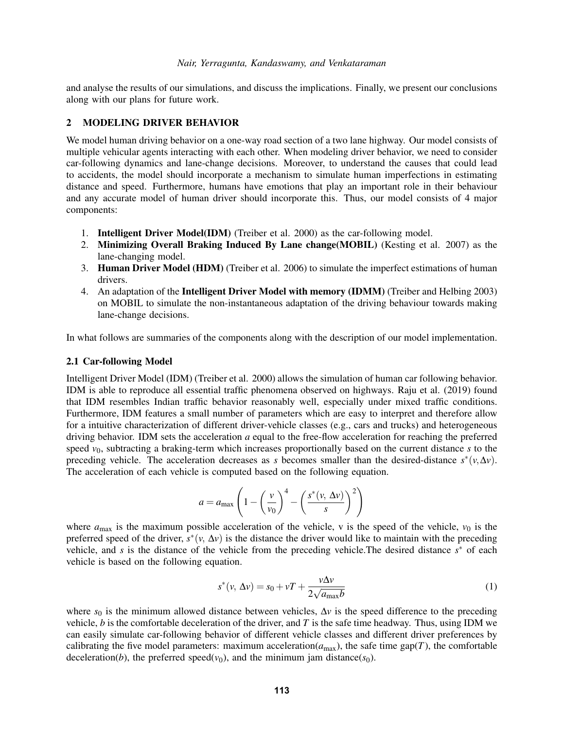and analyse the results of our simulations, and discuss the implications. Finally, we present our conclusions along with our plans for future work.

## 2 MODELING DRIVER BEHAVIOR

We model human driving behavior on a one-way road section of a two lane highway. Our model consists of multiple vehicular agents interacting with each other. When modeling driver behavior, we need to consider car-following dynamics and lane-change decisions. Moreover, to understand the causes that could lead to accidents, the model should incorporate a mechanism to simulate human imperfections in estimating distance and speed. Furthermore, humans have emotions that play an important role in their behaviour and any accurate model of human driver should incorporate this. Thus, our model consists of 4 major components:

1. **Intelligent Driver Model(IDM)** (Treiber et al. 2000) as the car-following model.
2. **Minimizing Overall Braking Induced By Lane change(MOBIL)** (Kesting et al. 2007) as the lane-changing model.
3. **Human Driver Model (HDM)** (Treiber et al. 2006) to simulate the imperfect estimations of human drivers.
4. An adaptation of the **Intelligent Driver Model with memory (IDMM)** (Treiber and Helbing 2003) on MOBIL to simulate the non-instantaneous adaptation of the driving behaviour towards making lane-change decisions.

In what follows are summaries of the components along with the description of our model implementation.

### 2.1 Car-following Model

Intelligent Driver Model (IDM) (Treiber et al. 2000) allows the simulation of human car following behavior. IDM is able to reproduce all essential traffic phenomena observed on highways. Raju et al. (2019) found that IDM resembles Indian traffic behavior reasonably well, especially under mixed traffic conditions. Furthermore, IDM features a small number of parameters which are easy to interpret and therefore allow for a intuitive characterization of different driver-vehicle classes (e.g., cars and trucks) and heterogeneous driving behavior. IDM sets the acceleration $a$ equal to the free-flow acceleration for reaching the preferred speed $v_0$, subtracting a braking-term which increases proportionally based on the current distance $s$ to the preceding vehicle. The acceleration decreases as $s$ becomes smaller than the desired-distance $s^*(v, \Delta v)$. The acceleration of each vehicle is computed based on the following equation.

$$a = a_{\max}\left(1 - \left(\frac{v}{v_0}\right)^4 - \left(\frac{s^*(v,\, \Delta v)}{s}\right)^2\right)$$

where $a_{\max}$ is the maximum possible acceleration of the vehicle, v is the speed of the vehicle, $v_0$ is the preferred speed of the driver, $s^*(v,\, \Delta v)$ is the distance the driver would like to maintain with the preceding vehicle, and $s$ is the distance of the vehicle from the preceding vehicle.The desired distance $s^*$ of each vehicle is based on the following equation.

$$s^*(v,\, \Delta v) = s_0 + vT + \frac{v \Delta v}{2\sqrt{a_{\max} b}} \tag{1}$$

where $s_0$ is the minimum allowed distance between vehicles, $\Delta v$ is the speed difference to the preceding vehicle, $b$ is the comfortable deceleration of the driver, and $T$ is the safe time headway. Thus, using IDM we can easily simulate car-following behavior of different vehicle classes and different driver preferences by calibrating the five model parameters: maximum acceleration($a_{\max}$), the safe time gap($T$), the comfortable deceleration($b$), the preferred speed($v_0$), and the minimum jam distance($s_0$).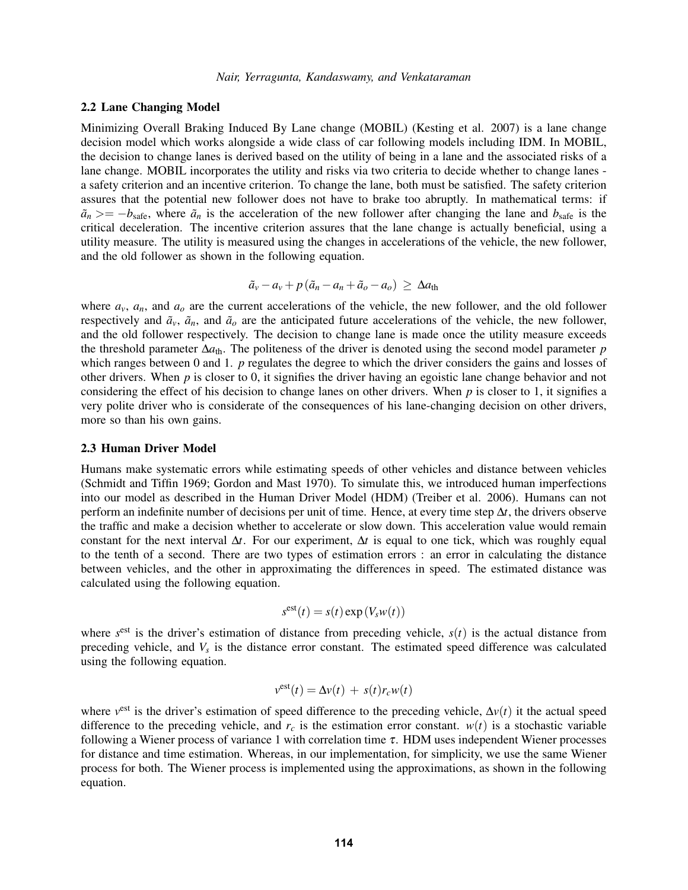## 2.2 Lane Changing Model

Minimizing Overall Braking Induced By Lane change (MOBIL) (Kesting et al. 2007) is a lane change decision model which works alongside a wide class of car following models including IDM. In MOBIL, the decision to change lanes is derived based on the utility of being in a lane and the associated risks of a lane change. MOBIL incorporates the utility and risks via two criteria to decide whether to change lanes - a safety criterion and an incentive criterion. To change the lane, both must be satisfied. The safety criterion assures that the potential new follower does not have to brake too abruptly. In mathematical terms: if $\tilde{a}_n >= -b_{\text{safe}}$, where $\tilde{a}_n$ is the acceleration of the new follower after changing the lane and $b_{\text{safe}}$ is the critical deceleration. The incentive criterion assures that the lane change is actually beneficial, using a utility measure. The utility is measured using the changes in accelerations of the vehicle, the new follower, and the old follower as shown in the following equation.

$$\tilde{a}_v - a_v + p\left(\tilde{a}_n - a_n + \tilde{a}_o - a_o\right) \geq \Delta a_{\text{th}}$$

where $a_v$, $a_n$, and $a_o$ are the current accelerations of the vehicle, the new follower, and the old follower respectively and $\tilde{a}_v$, $\tilde{a}_n$, and $\tilde{a}_o$ are the anticipated future accelerations of the vehicle, the new follower, and the old follower respectively. The decision to change lane is made once the utility measure exceeds the threshold parameter $\Delta a_{\text{th}}$. The politeness of the driver is denoted using the second model parameter $p$ which ranges between 0 and 1. $p$ regulates the degree to which the driver considers the gains and losses of other drivers. When $p$ is closer to 0, it signifies the driver having an egoistic lane change behavior and not considering the effect of his decision to change lanes on other drivers. When $p$ is closer to 1, it signifies a very polite driver who is considerate of the consequences of his lane-changing decision on other drivers, more so than his own gains.

## 2.3 Human Driver Model

Humans make systematic errors while estimating speeds of other vehicles and distance between vehicles (Schmidt and Tiffin 1969; Gordon and Mast 1970). To simulate this, we introduced human imperfections into our model as described in the Human Driver Model (HDM) (Treiber et al. 2006). Humans can not perform an indefinite number of decisions per unit of time. Hence, at every time step $\Delta t$, the drivers observe the traffic and make a decision whether to accelerate or slow down. This acceleration value would remain constant for the next interval $\Delta t$. For our experiment, $\Delta t$ is equal to one tick, which was roughly equal to the tenth of a second. There are two types of estimation errors : an error in calculating the distance between vehicles, and the other in approximating the differences in speed. The estimated distance was calculated using the following equation.

$$s^{\text{est}}(t) = s(t)\exp\left(V_s w(t)\right)$$

where $s^{\text{est}}$ is the driver's estimation of distance from preceding vehicle, $s(t)$ is the actual distance from preceding vehicle, and $V_s$ is the distance error constant. The estimated speed difference was calculated using the following equation.

$$v^{\text{est}}(t) = \Delta v(t) + s(t) r_c w(t)$$

where $v^{\text{est}}$ is the driver's estimation of speed difference to the preceding vehicle, $\Delta v(t)$ it the actual speed difference to the preceding vehicle, and $r_c$ is the estimation error constant. $w(t)$ is a stochastic variable following a Wiener process of variance 1 with correlation time $\tau$. HDM uses independent Wiener processes for distance and time estimation. Whereas, in our implementation, for simplicity, we use the same Wiener process for both. The Wiener process is implemented using the approximations, as shown in the following equation.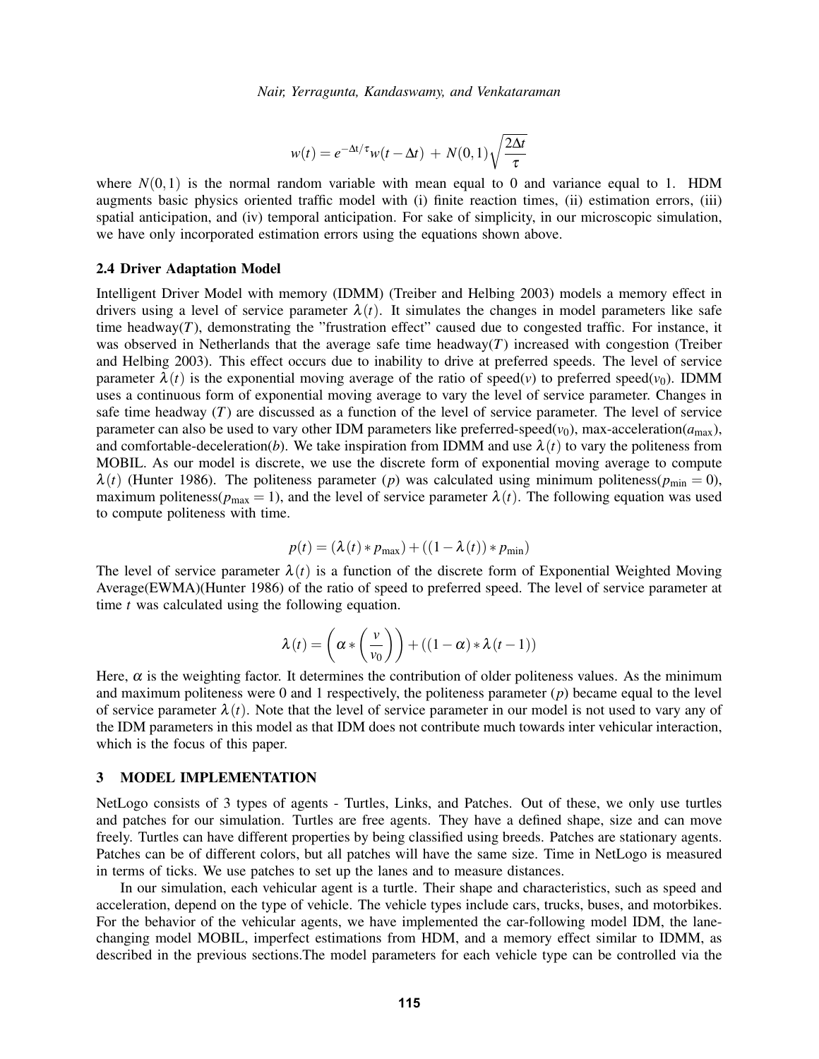$$w(t) = e^{-\Delta t/\tau} w(t-\Delta t) + N(0,1)\sqrt{\frac{2\Delta t}{\tau}}$$

where $N(0,1)$ is the normal random variable with mean equal to 0 and variance equal to 1. HDM augments basic physics oriented traffic model with (i) finite reaction times, (ii) estimation errors, (iii) spatial anticipation, and (iv) temporal anticipation. For sake of simplicity, in our microscopic simulation, we have only incorporated estimation errors using the equations shown above.

### 2.4 Driver Adaptation Model

Intelligent Driver Model with memory (IDMM) (Treiber and Helbing 2003) models a memory effect in drivers using a level of service parameter $\lambda(t)$. It simulates the changes in model parameters like safe time headway($T$), demonstrating the "frustration effect" caused due to congested traffic. For instance, it was observed in Netherlands that the average safe time headway($T$) increased with congestion (Treiber and Helbing 2003). This effect occurs due to inability to drive at preferred speeds. The level of service parameter $\lambda(t)$ is the exponential moving average of the ratio of speed($v$) to preferred speed($v_0$). IDMM uses a continuous form of exponential moving average to vary the level of service parameter. Changes in safe time headway ($T$) are discussed as a function of the level of service parameter. The level of service parameter can also be used to vary other IDM parameters like preferred-speed($v_0$), max-acceleration($a_{\max}$), and comfortable-deceleration($b$). We take inspiration from IDMM and use $\lambda(t)$ to vary the politeness from MOBIL. As our model is discrete, we use the discrete form of exponential moving average to compute $\lambda(t)$ (Hunter 1986). The politeness parameter ($p$) was calculated using minimum politeness($p_{\min} = 0$), maximum politeness($p_{\max} = 1$), and the level of service parameter $\lambda(t)$. The following equation was used to compute politeness with time.

$$p(t) = (\lambda(t) * p_{\max}) + ((1-\lambda(t)) * p_{\min})$$

The level of service parameter $\lambda(t)$ is a function of the discrete form of Exponential Weighted Moving Average(EWMA)(Hunter 1986) of the ratio of speed to preferred speed. The level of service parameter at time $t$ was calculated using the following equation.

$$\lambda(t) = \left(\alpha * \left(\frac{v}{v_0}\right)\right) + ((1-\alpha) * \lambda(t-1))$$

Here, $\alpha$ is the weighting factor. It determines the contribution of older politeness values. As the minimum and maximum politeness were 0 and 1 respectively, the politeness parameter ($p$) became equal to the level of service parameter $\lambda(t)$. Note that the level of service parameter in our model is not used to vary any of the IDM parameters in this model as that IDM does not contribute much towards inter vehicular interaction, which is the focus of this paper.

## 3 MODEL IMPLEMENTATION

NetLogo consists of 3 types of agents - Turtles, Links, and Patches. Out of these, we only use turtles and patches for our simulation. Turtles are free agents. They have a defined shape, size and can move freely. Turtles can have different properties by being classified using breeds. Patches are stationary agents. Patches can be of different colors, but all patches will have the same size. Time in NetLogo is measured in terms of ticks. We use patches to set up the lanes and to measure distances.

In our simulation, each vehicular agent is a turtle. Their shape and characteristics, such as speed and acceleration, depend on the type of vehicle. The vehicle types include cars, trucks, buses, and motorbikes. For the behavior of the vehicular agents, we have implemented the car-following model IDM, the lane-changing model MOBIL, imperfect estimations from HDM, and a memory effect similar to IDMM, as described in the previous sections.The model parameters for each vehicle type can be controlled via the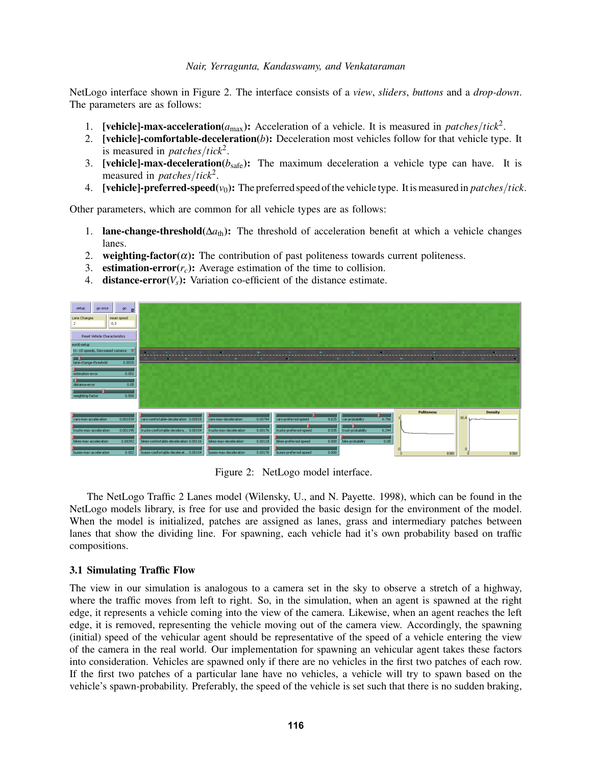NetLogo interface shown in Figure 2. The interface consists of a *view*, *sliders*, *buttons* and a *drop-down*. The parameters are as follows:

1. **[vehicle]-max-acceleration($a_{\max}$):** Acceleration of a vehicle. It is measured in $patches/tick^2$.
2. **[vehicle]-comfortable-deceleration($b$):** Deceleration most vehicles follow for that vehicle type. It is measured in $patches/tick^2$.
3. **[vehicle]-max-deceleration($b_{\text{safe}}$):** The maximum deceleration a vehicle type can have. It is measured in $patches/tick^2$.
4. **[vehicle]-preferred-speed($v_0$):** The preferred speed of the vehicle type. It is measured in $patches/tick$.

Other parameters, which are common for all vehicle types are as follows:

1. **lane-change-threshold($\Delta a_{\text{th}}$):** The threshold of acceleration benefit at which a vehicle changes lanes.
2. **weighting-factor($\alpha$):** The contribution of past politeness towards current politeness.
3. **estimation-error($r_c$):** Average estimation of the time to collision.
4. **distance-error($V_s$):** Variation co-efficient of the distance estimate.

Figure 2: NetLogo model interface.

The NetLogo Traffic 2 Lanes model (Wilensky, U., and N. Payette. 1998), which can be found in the NetLogo models library, is free for use and provided the basic design for the environment of the model. When the model is initialized, patches are assigned as lanes, grass and intermediary patches between lanes that show the dividing line. For spawning, each vehicle had it's own probability based on traffic compositions.

### 3.1 Simulating Traffic Flow

The view in our simulation is analogous to a camera set in the sky to observe a stretch of a highway, where the traffic moves from left to right. So, in the simulation, when an agent is spawned at the right edge, it represents a vehicle coming into the view of the camera. Likewise, when an agent reaches the left edge, it is removed, representing the vehicle moving out of the camera view. Accordingly, the spawning (initial) speed of the vehicular agent should be representative of the speed of a vehicle entering the view of the camera in the real world. Our implementation for spawning an vehicular agent takes these factors into consideration. Vehicles are spawned only if there are no vehicles in the first two patches of each row. If the first two patches of a particular lane have no vehicles, a vehicle will try to spawn based on the vehicle's spawn-probability. Preferably, the speed of the vehicle is set such that there is no sudden braking,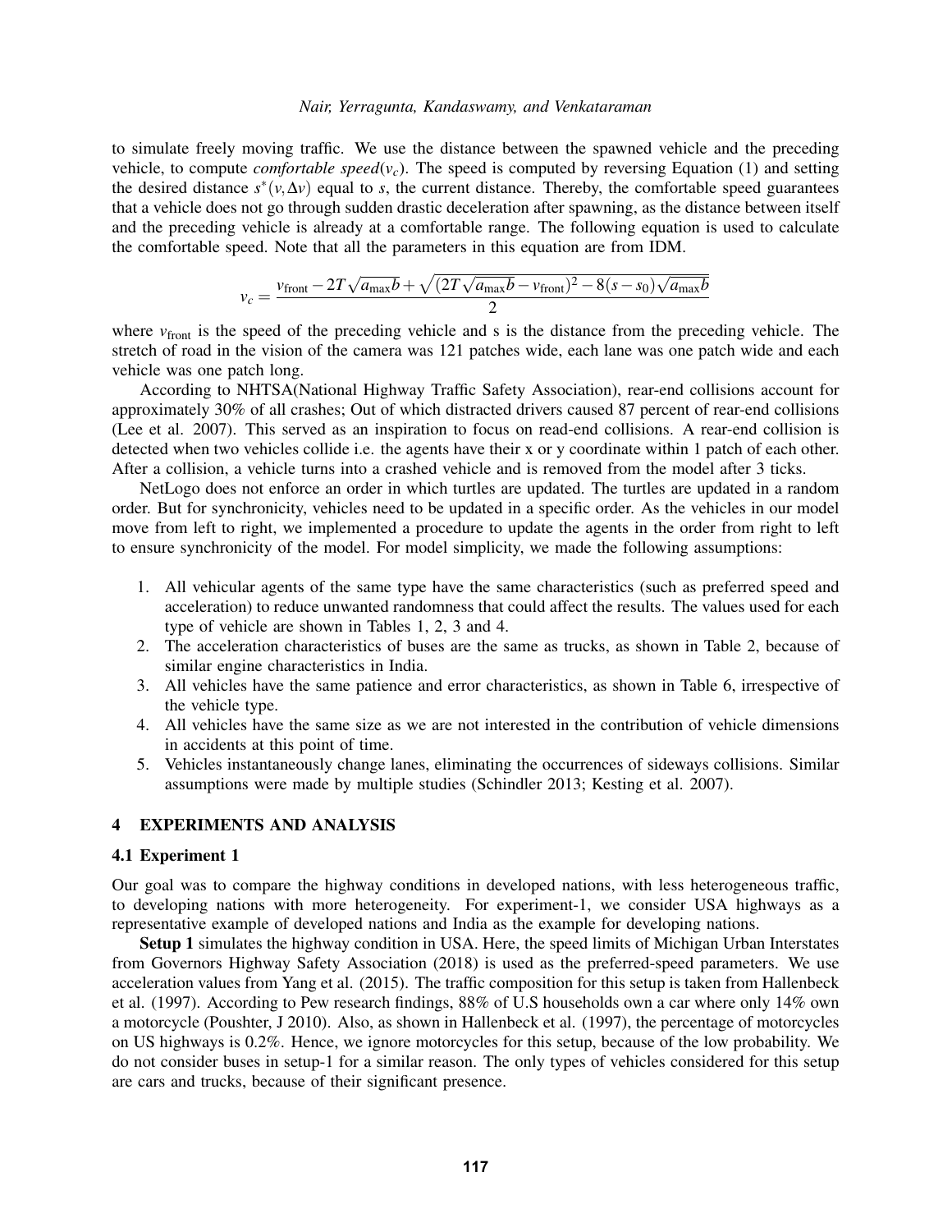to simulate freely moving traffic. We use the distance between the spawned vehicle and the preceding vehicle, to compute *comfortable speed*($v_c$). The speed is computed by reversing Equation (1) and setting the desired distance $s^*(v, \Delta v)$ equal to $s$, the current distance. Thereby, the comfortable speed guarantees that a vehicle does not go through sudden drastic deceleration after spawning, as the distance between itself and the preceding vehicle is already at a comfortable range. The following equation is used to calculate the comfortable speed. Note that all the parameters in this equation are from IDM.

$$v_c = \frac{v_{\text{front}} - 2T\sqrt{a_{\max}b} + \sqrt{(2T\sqrt{a_{\max}b} - v_{\text{front}})^2 - 8(s - s_0)\sqrt{a_{\max}b}}}{2}$$

where $v_{\text{front}}$ is the speed of the preceding vehicle and s is the distance from the preceding vehicle. The stretch of road in the vision of the camera was 121 patches wide, each lane was one patch wide and each vehicle was one patch long.

According to NHTSA(National Highway Traffic Safety Association), rear-end collisions account for approximately 30% of all crashes; Out of which distracted drivers caused 87 percent of rear-end collisions (Lee et al. 2007). This served as an inspiration to focus on read-end collisions. A rear-end collision is detected when two vehicles collide i.e. the agents have their x or y coordinate within 1 patch of each other. After a collision, a vehicle turns into a crashed vehicle and is removed from the model after 3 ticks.

NetLogo does not enforce an order in which turtles are updated. The turtles are updated in a random order. But for synchronicity, vehicles need to be updated in a specific order. As the vehicles in our model move from left to right, we implemented a procedure to update the agents in the order from right to left to ensure synchronicity of the model. For model simplicity, we made the following assumptions:

1. All vehicular agents of the same type have the same characteristics (such as preferred speed and acceleration) to reduce unwanted randomness that could affect the results. The values used for each type of vehicle are shown in Tables 1, 2, 3 and 4.
2. The acceleration characteristics of buses are the same as trucks, as shown in Table 2, because of similar engine characteristics in India.
3. All vehicles have the same patience and error characteristics, as shown in Table 6, irrespective of the vehicle type.
4. All vehicles have the same size as we are not interested in the contribution of vehicle dimensions in accidents at this point of time.
5. Vehicles instantaneously change lanes, eliminating the occurrences of sideways collisions. Similar assumptions were made by multiple studies (Schindler 2013; Kesting et al. 2007).

## 4 EXPERIMENTS AND ANALYSIS

### 4.1 Experiment 1

Our goal was to compare the highway conditions in developed nations, with less heterogeneous traffic, to developing nations with more heterogeneity. For experiment-1, we consider USA highways as a representative example of developed nations and India as the example for developing nations.

**Setup 1** simulates the highway condition in USA. Here, the speed limits of Michigan Urban Interstates from Governors Highway Safety Association (2018) is used as the preferred-speed parameters. We use acceleration values from Yang et al. (2015). The traffic composition for this setup is taken from Hallenbeck et al. (1997). According to Pew research findings, 88% of U.S households own a car where only 14% own a motorcycle (Poushter, J 2010). Also, as shown in Hallenbeck et al. (1997), the percentage of motorcycles on US highways is 0.2%. Hence, we ignore motorcycles for this setup, because of the low probability. We do not consider buses in setup-1 for a similar reason. The only types of vehicles considered for this setup are cars and trucks, because of their significant presence.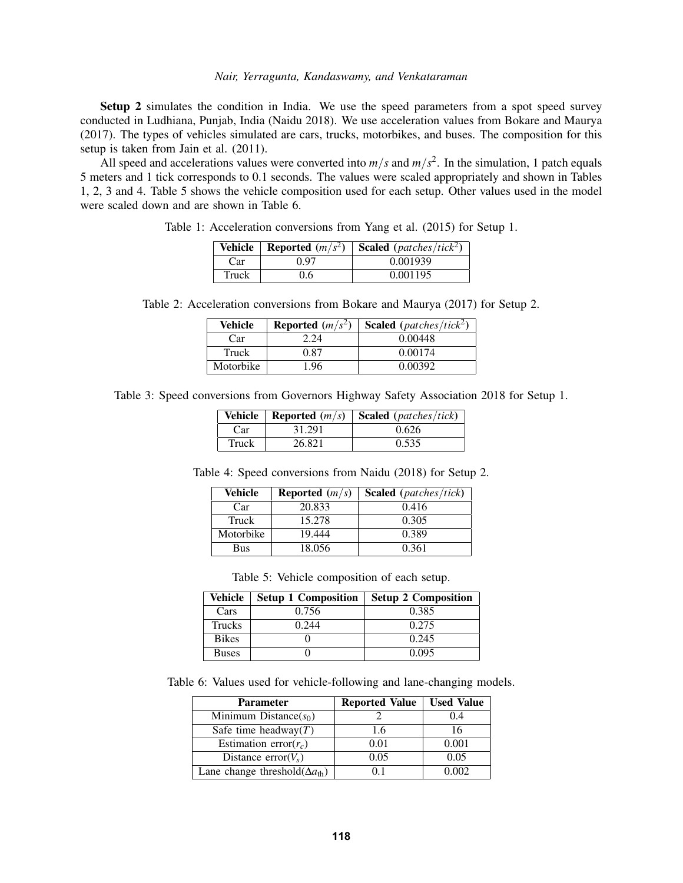**Setup 2** simulates the condition in India. We use the speed parameters from a spot speed survey conducted in Ludhiana, Punjab, India (Naidu 2018). We use acceleration values from Bokare and Maurya (2017). The types of vehicles simulated are cars, trucks, motorbikes, and buses. The composition for this setup is taken from Jain et al. (2011).

All speed and accelerations values were converted into $m/s$ and $m/s^2$. In the simulation, 1 patch equals 5 meters and 1 tick corresponds to 0.1 seconds. The values were scaled appropriately and shown in Tables 1, 2, 3 and 4. Table 5 shows the vehicle composition used for each setup. Other values used in the model were scaled down and are shown in Table 6.

Table 1: Acceleration conversions from Yang et al. (2015) for Setup 1.

| Vehicle | Reported ($m/s^2$) | Scaled ($patches/tick^2$) |
|---|---|---|
| Car | 0.97 | 0.001939 |
| Truck | 0.6 | 0.001195 |

Table 2: Acceleration conversions from Bokare and Maurya (2017) for Setup 2.

| Vehicle | Reported ($m/s^2$) | Scaled ($patches/tick^2$) |
|---|---|---|
| Car | 2.24 | 0.00448 |
| Truck | 0.87 | 0.00174 |
| Motorbike | 1.96 | 0.00392 |

Table 3: Speed conversions from Governors Highway Safety Association 2018 for Setup 1.

| Vehicle | Reported ($m/s$) | Scaled ($patches/tick$) |
|---|---|---|
| Car | 31.291 | 0.626 |
| Truck | 26.821 | 0.535 |

Table 4: Speed conversions from Naidu (2018) for Setup 2.

| Vehicle | Reported ($m/s$) | Scaled ($patches/tick$) |
|---|---|---|
| Car | 20.833 | 0.416 |
| Truck | 15.278 | 0.305 |
| Motorbike | 19.444 | 0.389 |
| Bus | 18.056 | 0.361 |

Table 5: Vehicle composition of each setup.

| Vehicle | Setup 1 Composition | Setup 2 Composition |
|---|---|---|
| Cars | 0.756 | 0.385 |
| Trucks | 0.244 | 0.275 |
| Bikes | 0 | 0.245 |
| Buses | 0 | 0.095 |

Table 6: Values used for vehicle-following and lane-changing models.

| Parameter | Reported Value | Used Value |
|---|---|---|
| Minimum Distance($s_0$) | 2 | 0.4 |
| Safe time headway($T$) | 1.6 | 16 |
| Estimation error($r_c$) | 0.01 | 0.001 |
| Distance error($V_s$) | 0.05 | 0.05 |
| Lane change threshold($\Delta a_{\text{th}}$) | 0.1 | 0.002 |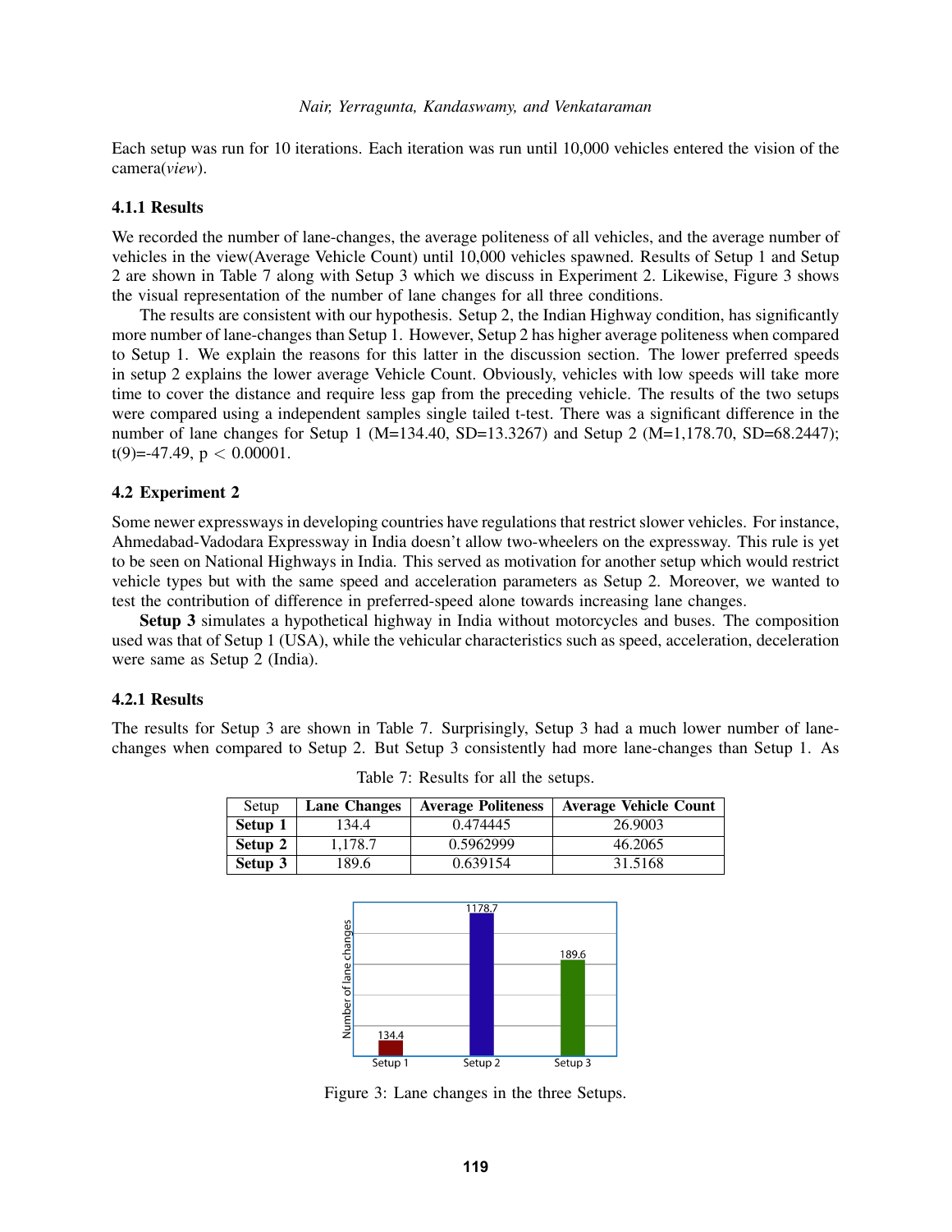Each setup was run for 10 iterations. Each iteration was run until 10,000 vehicles entered the vision of the camera(*view*).

### 4.1.1 Results

We recorded the number of lane-changes, the average politeness of all vehicles, and the average number of vehicles in the view(Average Vehicle Count) until 10,000 vehicles spawned. Results of Setup 1 and Setup 2 are shown in Table 7 along with Setup 3 which we discuss in Experiment 2. Likewise, Figure 3 shows the visual representation of the number of lane changes for all three conditions.

The results are consistent with our hypothesis. Setup 2, the Indian Highway condition, has significantly more number of lane-changes than Setup 1. However, Setup 2 has higher average politeness when compared to Setup 1. We explain the reasons for this latter in the discussion section. The lower preferred speeds in setup 2 explains the lower average Vehicle Count. Obviously, vehicles with low speeds will take more time to cover the distance and require less gap from the preceding vehicle. The results of the two setups were compared using a independent samples single tailed t-test. There was a significant difference in the number of lane changes for Setup 1 (M=134.40, SD=13.3267) and Setup 2 (M=1,178.70, SD=68.2447); $t(9)=-47.49$, $p < 0.00001$.

## 4.2 Experiment 2

Some newer expressways in developing countries have regulations that restrict slower vehicles. For instance, Ahmedabad-Vadodara Expressway in India doesn't allow two-wheelers on the expressway. This rule is yet to be seen on National Highways in India. This served as motivation for another setup which would restrict vehicle types but with the same speed and acceleration parameters as Setup 2. Moreover, we wanted to test the contribution of difference in preferred-speed alone towards increasing lane changes.

**Setup 3** simulates a hypothetical highway in India without motorcycles and buses. The composition used was that of Setup 1 (USA), while the vehicular characteristics such as speed, acceleration, deceleration were same as Setup 2 (India).

### 4.2.1 Results

The results for Setup 3 are shown in Table 7. Surprisingly, Setup 3 had a much lower number of lane-changes when compared to Setup 2. But Setup 3 consistently had more lane-changes than Setup 1. As

Table 7: Results for all the setups.

| Setup | **Lane Changes** | **Average Politeness** | **Average Vehicle Count** |
|---|---|---|---|
| **Setup 1** | 134.4 | 0.474445 | 26.9003 |
| **Setup 2** | 1,178.7 | 0.5962999 | 46.2065 |
| **Setup 3** | 189.6 | 0.639154 | 31.5168 |

Figure 3: Lane changes in the three Setups.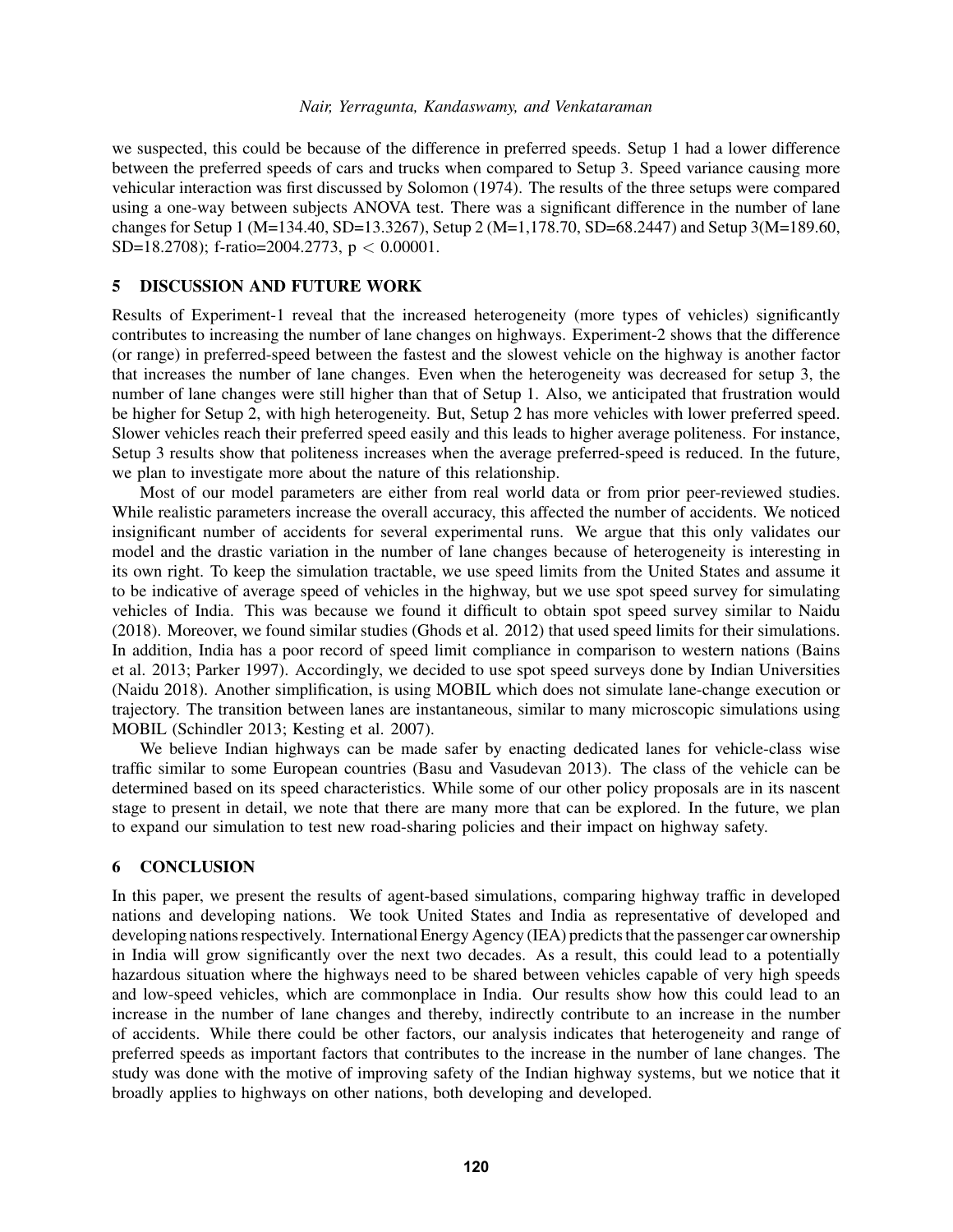we suspected, this could be because of the difference in preferred speeds. Setup 1 had a lower difference between the preferred speeds of cars and trucks when compared to Setup 3. Speed variance causing more vehicular interaction was first discussed by Solomon (1974). The results of the three setups were compared using a one-way between subjects ANOVA test. There was a significant difference in the number of lane changes for Setup 1 (M=134.40, SD=13.3267), Setup 2 (M=1,178.70, SD=68.2447) and Setup 3(M=189.60, SD=18.2708); f-ratio=2004.2773, $p < 0.00001$.

## 5 DISCUSSION AND FUTURE WORK

Results of Experiment-1 reveal that the increased heterogeneity (more types of vehicles) significantly contributes to increasing the number of lane changes on highways. Experiment-2 shows that the difference (or range) in preferred-speed between the fastest and the slowest vehicle on the highway is another factor that increases the number of lane changes. Even when the heterogeneity was decreased for setup 3, the number of lane changes were still higher than that of Setup 1. Also, we anticipated that frustration would be higher for Setup 2, with high heterogeneity. But, Setup 2 has more vehicles with lower preferred speed. Slower vehicles reach their preferred speed easily and this leads to higher average politeness. For instance, Setup 3 results show that politeness increases when the average preferred-speed is reduced. In the future, we plan to investigate more about the nature of this relationship.

Most of our model parameters are either from real world data or from prior peer-reviewed studies. While realistic parameters increase the overall accuracy, this affected the number of accidents. We noticed insignificant number of accidents for several experimental runs. We argue that this only validates our model and the drastic variation in the number of lane changes because of heterogeneity is interesting in its own right. To keep the simulation tractable, we use speed limits from the United States and assume it to be indicative of average speed of vehicles in the highway, but we use spot speed survey for simulating vehicles of India. This was because we found it difficult to obtain spot speed survey similar to Naidu (2018). Moreover, we found similar studies (Ghods et al. 2012) that used speed limits for their simulations. In addition, India has a poor record of speed limit compliance in comparison to western nations (Bains et al. 2013; Parker 1997). Accordingly, we decided to use spot speed surveys done by Indian Universities (Naidu 2018). Another simplification, is using MOBIL which does not simulate lane-change execution or trajectory. The transition between lanes are instantaneous, similar to many microscopic simulations using MOBIL (Schindler 2013; Kesting et al. 2007).

We believe Indian highways can be made safer by enacting dedicated lanes for vehicle-class wise traffic similar to some European countries (Basu and Vasudevan 2013). The class of the vehicle can be determined based on its speed characteristics. While some of our other policy proposals are in its nascent stage to present in detail, we note that there are many more that can be explored. In the future, we plan to expand our simulation to test new road-sharing policies and their impact on highway safety.

## 6 CONCLUSION

In this paper, we present the results of agent-based simulations, comparing highway traffic in developed nations and developing nations. We took United States and India as representative of developed and developing nations respectively. International Energy Agency (IEA) predicts that the passenger car ownership in India will grow significantly over the next two decades. As a result, this could lead to a potentially hazardous situation where the highways need to be shared between vehicles capable of very high speeds and low-speed vehicles, which are commonplace in India. Our results show how this could lead to an increase in the number of lane changes and thereby, indirectly contribute to an increase in the number of accidents. While there could be other factors, our analysis indicates that heterogeneity and range of preferred speeds as important factors that contributes to the increase in the number of lane changes. The study was done with the motive of improving safety of the Indian highway systems, but we notice that it broadly applies to highways on other nations, both developing and developed.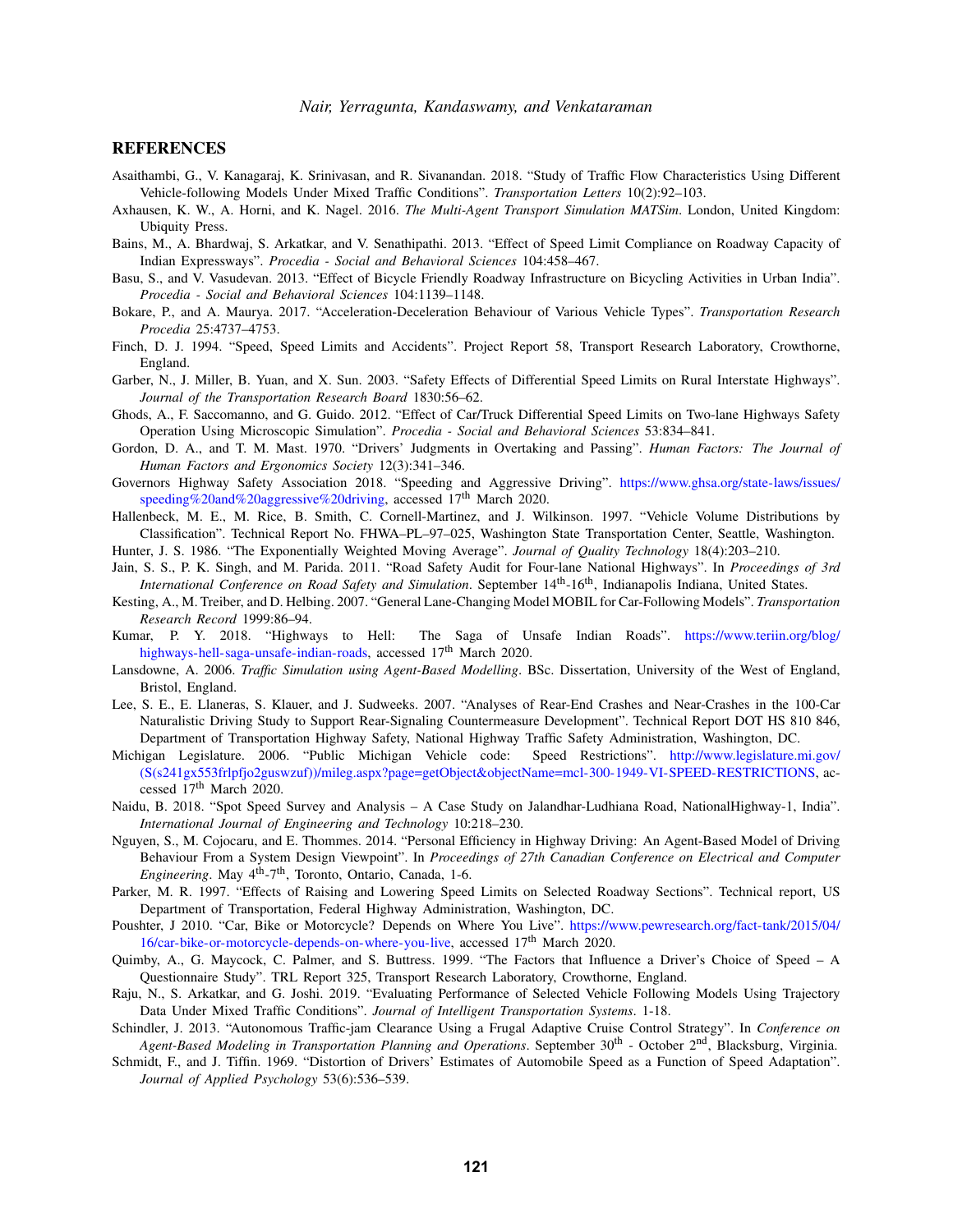## REFERENCES

Asaithambi, G., V. Kanagaraj, K. Srinivasan, and R. Sivanandan. 2018. "Study of Traffic Flow Characteristics Using Different Vehicle-following Models Under Mixed Traffic Conditions". *Transportation Letters* 10(2):92–103.

Axhausen, K. W., A. Horni, and K. Nagel. 2016. *The Multi-Agent Transport Simulation MATSim*. London, United Kingdom: Ubiquity Press.

Bains, M., A. Bhardwaj, S. Arkatkar, and V. Senathipathi. 2013. "Effect of Speed Limit Compliance on Roadway Capacity of Indian Expressways". *Procedia - Social and Behavioral Sciences* 104:458–467.

Basu, S., and V. Vasudevan. 2013. "Effect of Bicycle Friendly Roadway Infrastructure on Bicycling Activities in Urban India". *Procedia - Social and Behavioral Sciences* 104:1139–1148.

Bokare, P., and A. Maurya. 2017. "Acceleration-Deceleration Behaviour of Various Vehicle Types". *Transportation Research Procedia* 25:4737–4753.

Finch, D. J. 1994. "Speed, Speed Limits and Accidents". Project Report 58, Transport Research Laboratory, Crowthorne, England.

Garber, N., J. Miller, B. Yuan, and X. Sun. 2003. "Safety Effects of Differential Speed Limits on Rural Interstate Highways". *Journal of the Transportation Research Board* 1830:56–62.

Ghods, A., F. Saccomanno, and G. Guido. 2012. "Effect of Car/Truck Differential Speed Limits on Two-lane Highways Safety Operation Using Microscopic Simulation". *Procedia - Social and Behavioral Sciences* 53:834–841.

Gordon, D. A., and T. M. Mast. 1970. "Drivers' Judgments in Overtaking and Passing". *Human Factors: The Journal of Human Factors and Ergonomics Society* 12(3):341–346.

Governors Highway Safety Association 2018. "Speeding and Aggressive Driving". https://www.ghsa.org/state-laws/issues/speeding%20and%20aggressive%20driving, accessed 17th March 2020.

Hallenbeck, M. E., M. Rice, B. Smith, C. Cornell-Martinez, and J. Wilkinson. 1997. "Vehicle Volume Distributions by Classification". Technical Report No. FHWA–PL–97–025, Washington State Transportation Center, Seattle, Washington.

Hunter, J. S. 1986. "The Exponentially Weighted Moving Average". *Journal of Quality Technology* 18(4):203–210.

Jain, S. S., P. K. Singh, and M. Parida. 2011. "Road Safety Audit for Four-lane National Highways". In *Proceedings of 3rd International Conference on Road Safety and Simulation*. September 14th-16th, Indianapolis Indiana, United States.

Kesting, A., M. Treiber, and D. Helbing. 2007. "General Lane-Changing Model MOBIL for Car-Following Models". *Transportation Research Record* 1999:86–94.

Kumar, P. Y. 2018. "Highways to Hell: The Saga of Unsafe Indian Roads". https://www.teriin.org/blog/highways-hell-saga-unsafe-indian-roads, accessed 17th March 2020.

Lansdowne, A. 2006. *Traffic Simulation using Agent-Based Modelling*. BSc. Dissertation, University of the West of England, Bristol, England.

Lee, S. E., E. Llaneras, S. Klauer, and J. Sudweeks. 2007. "Analyses of Rear-End Crashes and Near-Crashes in the 100-Car Naturalistic Driving Study to Support Rear-Signaling Countermeasure Development". Technical Report DOT HS 810 846, Department of Transportation Highway Safety, National Highway Traffic Safety Administration, Washington, DC.

Michigan Legislature. 2006. "Public Michigan Vehicle code: Speed Restrictions". http://www.legislature.mi.gov/(S(s241gx553frlpfjo2guswzuf))/mileg.aspx?page=getObject&objectName=mcl-300-1949-VI-SPEED-RESTRICTIONS, accessed 17th March 2020.

Naidu, B. 2018. "Spot Speed Survey and Analysis – A Case Study on Jalandhar-Ludhiana Road, NationalHighway-1, India". *International Journal of Engineering and Technology* 10:218–230.

Nguyen, S., M. Cojocaru, and E. Thommes. 2014. "Personal Efficiency in Highway Driving: An Agent-Based Model of Driving Behaviour From a System Design Viewpoint". In *Proceedings of 27th Canadian Conference on Electrical and Computer Engineering*. May 4th-7th, Toronto, Ontario, Canada, 1-6.

Parker, M. R. 1997. "Effects of Raising and Lowering Speed Limits on Selected Roadway Sections". Technical report, US Department of Transportation, Federal Highway Administration, Washington, DC.

Poushter, J 2010. "Car, Bike or Motorcycle? Depends on Where You Live". https://www.pewresearch.org/fact-tank/2015/04/16/car-bike-or-motorcycle-depends-on-where-you-live, accessed 17th March 2020.

Quimby, A., G. Maycock, C. Palmer, and S. Buttress. 1999. "The Factors that Influence a Driver's Choice of Speed – A Questionnaire Study". TRL Report 325, Transport Research Laboratory, Crowthorne, England.

Raju, N., S. Arkatkar, and G. Joshi. 2019. "Evaluating Performance of Selected Vehicle Following Models Using Trajectory Data Under Mixed Traffic Conditions". *Journal of Intelligent Transportation Systems*. 1-18.

Schindler, J. 2013. "Autonomous Traffic-jam Clearance Using a Frugal Adaptive Cruise Control Strategy". In *Conference on Agent-Based Modeling in Transportation Planning and Operations*. September 30th - October 2nd, Blacksburg, Virginia.

Schmidt, F., and J. Tiffin. 1969. "Distortion of Drivers' Estimates of Automobile Speed as a Function of Speed Adaptation". *Journal of Applied Psychology* 53(6):536–539.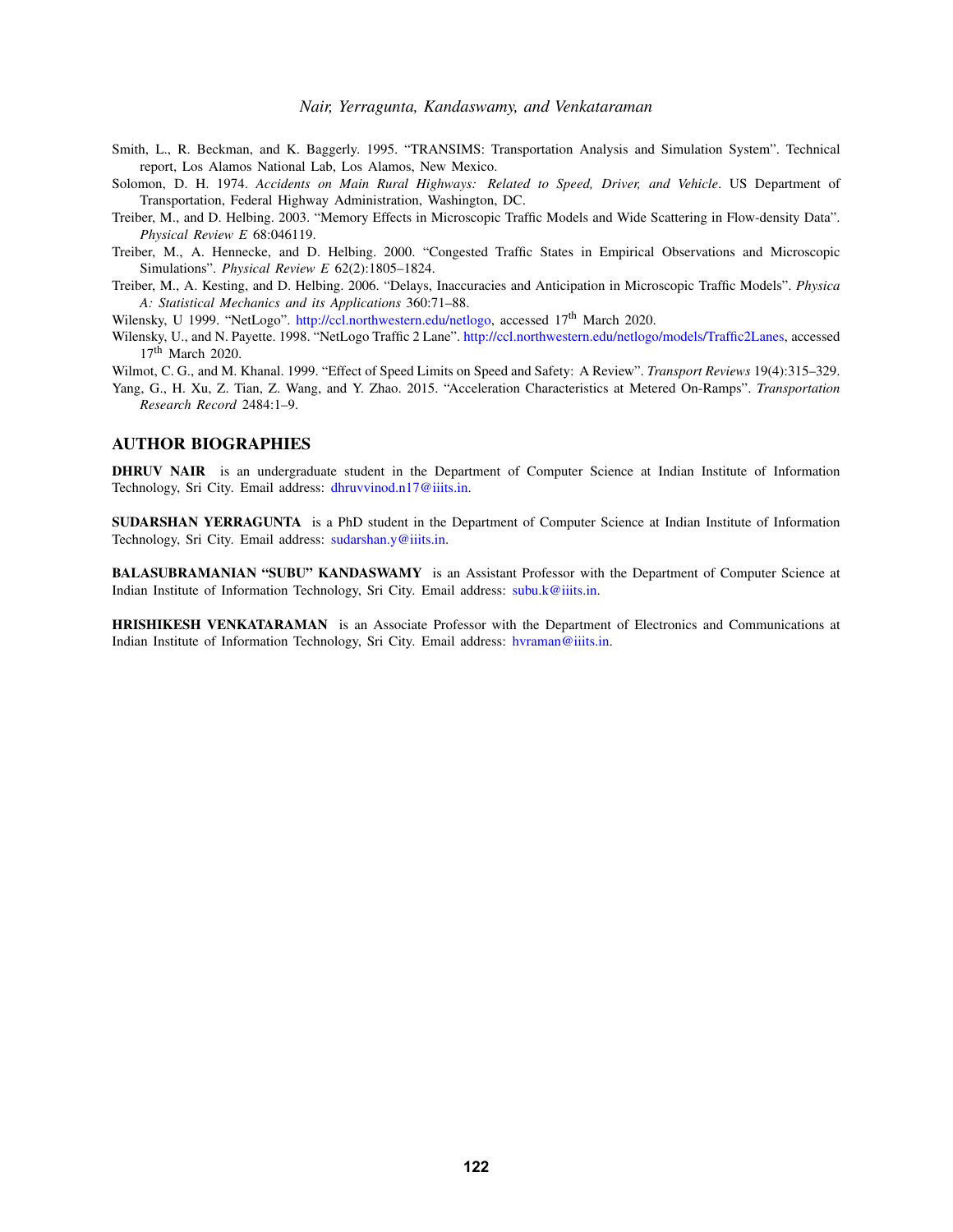Smith, L., R. Beckman, and K. Baggerly. 1995. "TRANSIMS: Transportation Analysis and Simulation System". Technical report, Los Alamos National Lab, Los Alamos, New Mexico.

Solomon, D. H. 1974. *Accidents on Main Rural Highways: Related to Speed, Driver, and Vehicle*. US Department of Transportation, Federal Highway Administration, Washington, DC.

Treiber, M., and D. Helbing. 2003. "Memory Effects in Microscopic Traffic Models and Wide Scattering in Flow-density Data". *Physical Review E* 68:046119.

Treiber, M., A. Hennecke, and D. Helbing. 2000. "Congested Traffic States in Empirical Observations and Microscopic Simulations". *Physical Review E* 62(2):1805–1824.

Treiber, M., A. Kesting, and D. Helbing. 2006. "Delays, Inaccuracies and Anticipation in Microscopic Traffic Models". *Physica A: Statistical Mechanics and its Applications* 360:71–88.

Wilensky, U 1999. "NetLogo". http://ccl.northwestern.edu/netlogo, accessed 17th March 2020.

Wilensky, U., and N. Payette. 1998. "NetLogo Traffic 2 Lane". http://ccl.northwestern.edu/netlogo/models/Traffic2Lanes, accessed 17th March 2020.

Wilmot, C. G., and M. Khanal. 1999. "Effect of Speed Limits on Speed and Safety: A Review". *Transport Reviews* 19(4):315–329.

Yang, G., H. Xu, Z. Tian, Z. Wang, and Y. Zhao. 2015. "Acceleration Characteristics at Metered On-Ramps". *Transportation Research Record* 2484:1–9.

## AUTHOR BIOGRAPHIES

**DHRUV NAIR** is an undergraduate student in the Department of Computer Science at Indian Institute of Information Technology, Sri City. Email address: dhruvvinod.n17@iiits.in.

**SUDARSHAN YERRAGUNTA** is a PhD student in the Department of Computer Science at Indian Institute of Information Technology, Sri City. Email address: sudarshan.y@iiits.in.

**BALASUBRAMANIAN "SUBU" KANDASWAMY** is an Assistant Professor with the Department of Computer Science at Indian Institute of Information Technology, Sri City. Email address: subu.k@iiits.in.

**HRISHIKESH VENKATARAMAN** is an Associate Professor with the Department of Electronics and Communications at Indian Institute of Information Technology, Sri City. Email address: hvraman@iiits.in.